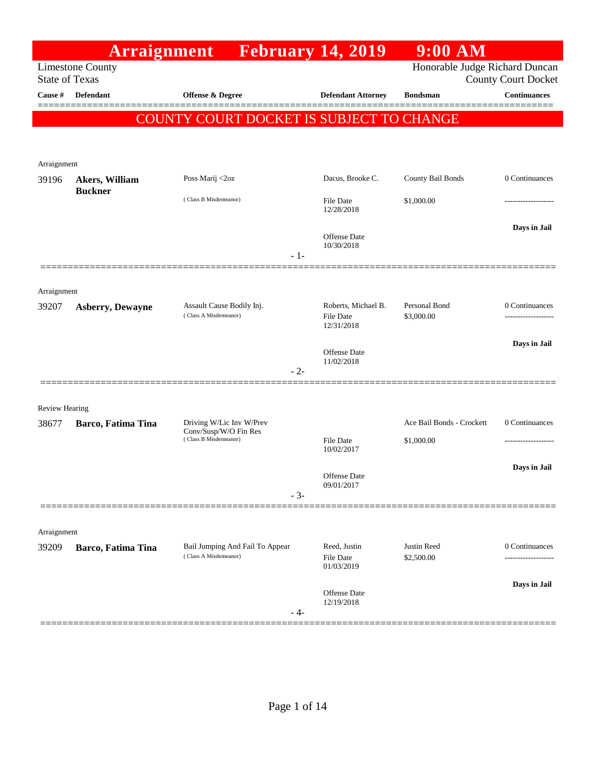# Arraignment February 14, 2019 9:00 AM

Limestone County
State of Texas

Honorable Judge Richard Duncan
County Court Docket

**COUNTY COURT DOCKET IS SUBJECT TO CHANGE**

| Cause # | Defendant | Offense & Degree | Defendant Attorney | Bondsman | Continuances |
|---|---|---|---|---|---|
| Arraignment | | | | | |
| 39196 | **Akers, William Buckner** | Poss Marij <2oz (Class B Misdemeanor) | Dacus, Brooke C. File Date 12/28/2018 Offense Date 10/30/2018 | County Bail Bonds $1,000.00 | 0 Continuances **Days in Jail** |
| Arraignment | | | | | |
| 39207 | **Asberry, Dewayne** | Assault Cause Bodily Inj. (Class A Misdemeanor) | Roberts, Michael B. File Date 12/31/2018 Offense Date 11/02/2018 | Personal Bond $3,000.00 | 0 Continuances **Days in Jail** |
| Review Hearing | | | | | |
| 38677 | **Barco, Fatima Tina** | Driving W/Lic Inv W/Prev Conv/Susp/W/O Fin Res (Class B Misdemeanor) | File Date 10/02/2017 Offense Date 09/01/2017 | Ace Bail Bonds - Crockett $1,000.00 | 0 Continuances **Days in Jail** |
| Arraignment | | | | | |
| 39209 | **Barco, Fatima Tina** | Bail Jumping And Fail To Appear (Class A Misdemeanor) | Reed, Justin File Date 01/03/2019 Offense Date 12/19/2018 | Justin Reed $2,500.00 | 0 Continuances **Days in Jail** |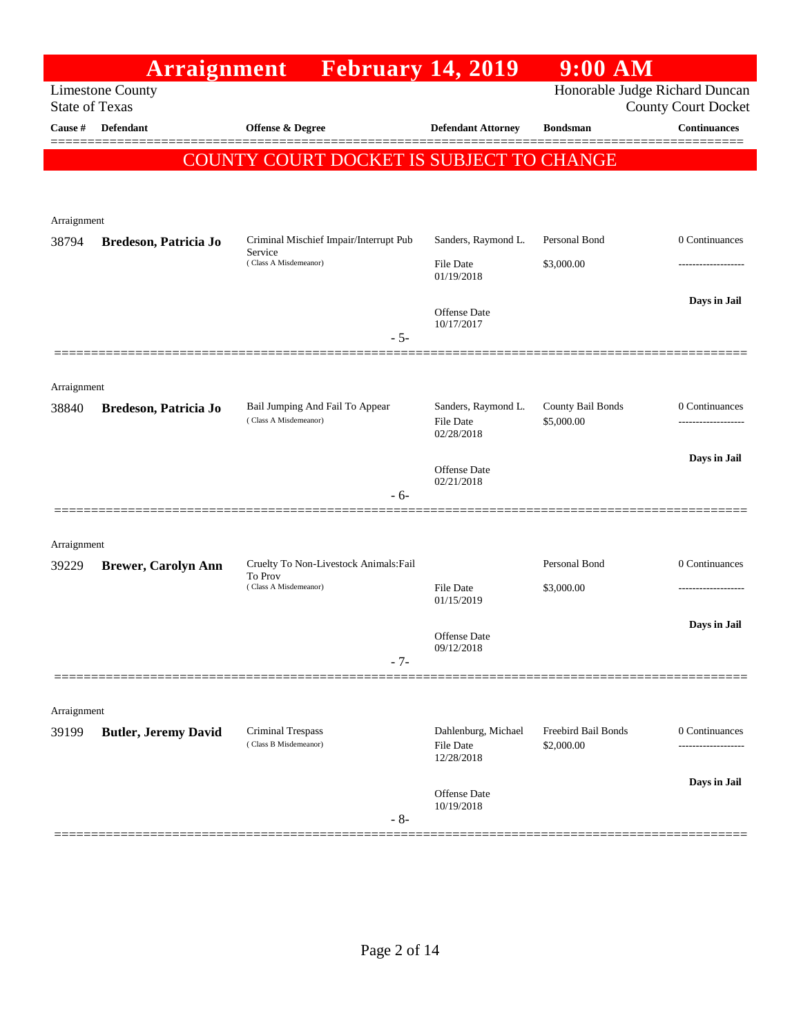# Arraignment February 14, 2019 9:00 AM

Limestone County
State of Texas

Honorable Judge Richard Duncan
County Court Docket

**COUNTY COURT DOCKET IS SUBJECT TO CHANGE**

| Cause # | Defendant | Offense & Degree | Defendant Attorney | Bondsman | Continuances |
|---|---|---|---|---|---|
| Arraignment | | | | | |
| 38794 | **Bredeson, Patricia Jo** | Criminal Mischief Impair/Interrupt Pub Service (Class A Misdemeanor) | Sanders, Raymond L. File Date 01/19/2018 Offense Date 10/17/2017 | Personal Bond $3,000.00 | 0 Continuances ------------------- **Days in Jail** |
| | | - 5- | | | |
| Arraignment | | | | | |
| 38840 | **Bredeson, Patricia Jo** | Bail Jumping And Fail To Appear (Class A Misdemeanor) | Sanders, Raymond L. File Date 02/28/2018 Offense Date 02/21/2018 | County Bail Bonds $5,000.00 | 0 Continuances ------------------- **Days in Jail** |
| | | - 6- | | | |
| Arraignment | | | | | |
| 39229 | **Brewer, Carolyn Ann** | Cruelty To Non-Livestock Animals:Fail To Prov (Class A Misdemeanor) | File Date 01/15/2019 Offense Date 09/12/2018 | Personal Bond $3,000.00 | 0 Continuances ------------------- **Days in Jail** |
| | | - 7- | | | |
| Arraignment | | | | | |
| 39199 | **Butler, Jeremy David** | Criminal Trespass (Class B Misdemeanor) | Dahlenburg, Michael File Date 12/28/2018 Offense Date 10/19/2018 | Freebird Bail Bonds $2,000.00 | 0 Continuances ------------------- **Days in Jail** |
| | | - 8- | | | |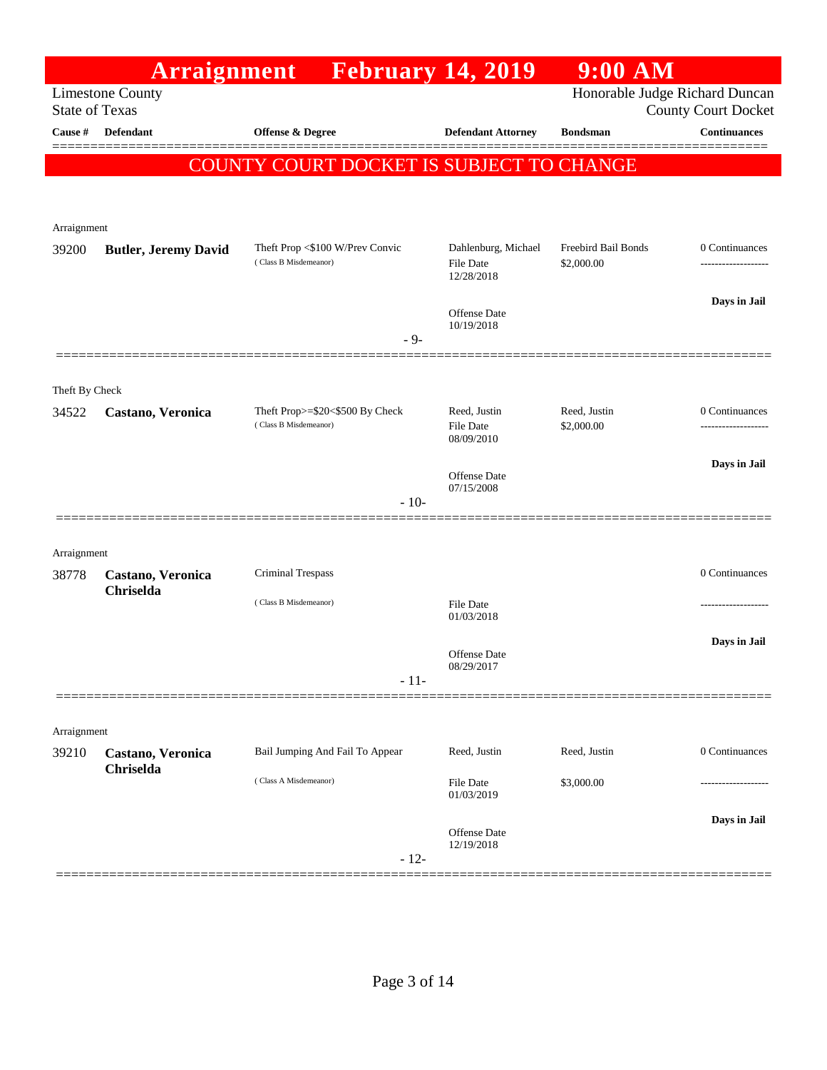# Arraignment February 14, 2019 9:00 AM

Limestone County
State of Texas

Honorable Judge Richard Duncan
County Court Docket

**COUNTY COURT DOCKET IS SUBJECT TO CHANGE**

| Cause # | Defendant | Offense & Degree | Defendant Attorney | Bondsman | Continuances |
|---|---|---|---|---|---|
| **Arraignment** | | | | | |
| 39200 | **Butler, Jeremy David** | Theft Prop <$100 W/Prev Convic (Class B Misdemeanor) | Dahlenburg, Michael<br>File Date 12/28/2018<br>Offense Date 10/19/2018 | Freebird Bail Bonds<br>$2,000.00 | 0 Continuances<br>Days in Jail |
| | | - 9- | | | |
| **Theft By Check** | | | | | |
| 34522 | **Castano, Veronica** | Theft Prop>=$20<$500 By Check (Class B Misdemeanor) | Reed, Justin<br>File Date 08/09/2010<br>Offense Date 07/15/2008 | Reed, Justin<br>$2,000.00 | 0 Continuances<br>Days in Jail |
| | | - 10- | | | |
| **Arraignment** | | | | | |
| 38778 | **Castano, Veronica Chriselda** | Criminal Trespass (Class B Misdemeanor) | File Date 01/03/2018<br>Offense Date 08/29/2017 | | 0 Continuances<br>Days in Jail |
| | | - 11- | | | |
| **Arraignment** | | | | | |
| 39210 | **Castano, Veronica Chriselda** | Bail Jumping And Fail To Appear (Class A Misdemeanor) | Reed, Justin<br>File Date 01/03/2019<br>Offense Date 12/19/2018 | Reed, Justin<br>$3,000.00 | 0 Continuances<br>Days in Jail |
| | | - 12- | | | |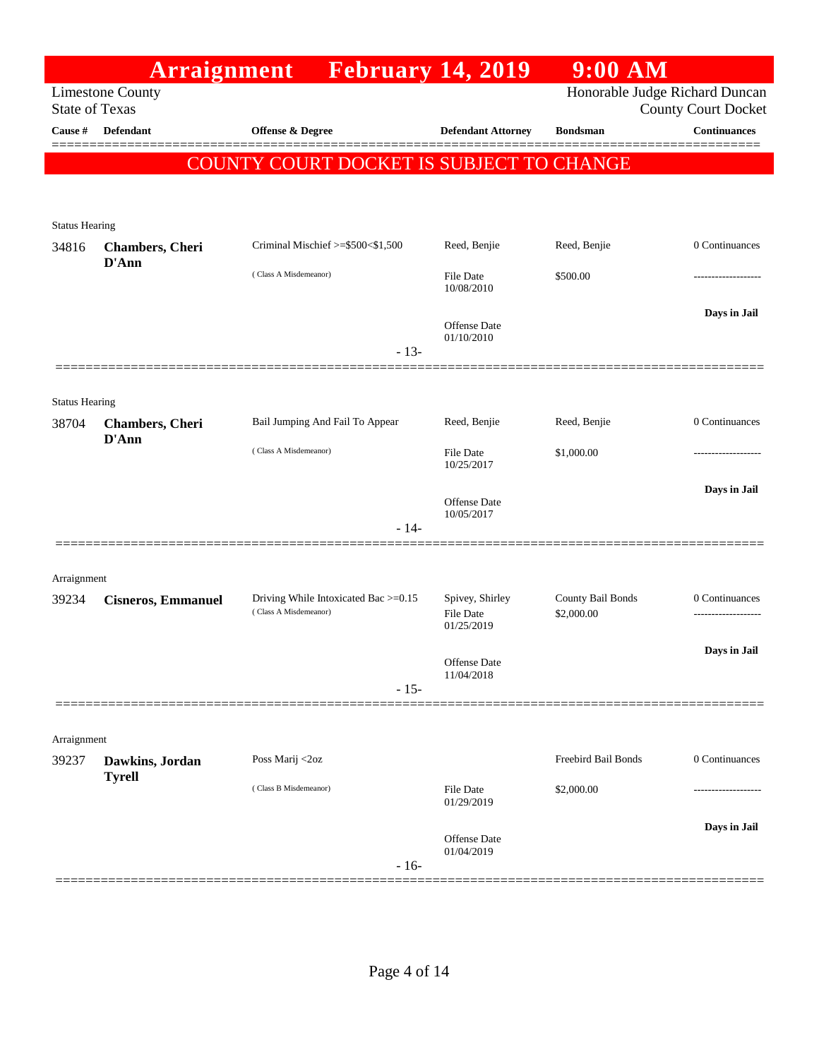# Arraignment February 14, 2019 9:00 AM

Limestone County
State of Texas

Honorable Judge Richard Duncan
County Court Docket

**COUNTY COURT DOCKET IS SUBJECT TO CHANGE**

| Cause # | Defendant | Offense & Degree | Defendant Attorney | Bondsman | Continuances |
|---|---|---|---|---|---|
| **Status Hearing** | | | | | |
| 34816 | **Chambers, Cheri D'Ann** | Criminal Mischief >=$500<$1,500 (Class A Misdemeanor) | Reed, Benjie<br>File Date 10/08/2010<br>Offense Date 01/10/2010 | Reed, Benjie<br>$500.00 | 0 Continuances<br>-------------------<br>**Days in Jail** |
| | | - 13- | | | |
| **Status Hearing** | | | | | |
| 38704 | **Chambers, Cheri D'Ann** | Bail Jumping And Fail To Appear (Class A Misdemeanor) | Reed, Benjie<br>File Date 10/25/2017<br>Offense Date 10/05/2017 | Reed, Benjie<br>$1,000.00 | 0 Continuances<br>-------------------<br>**Days in Jail** |
| | | - 14- | | | |
| **Arraignment** | | | | | |
| 39234 | **Cisneros, Emmanuel** | Driving While Intoxicated Bac >=0.15 (Class A Misdemeanor) | Spivey, Shirley<br>File Date 01/25/2019<br>Offense Date 11/04/2018 | County Bail Bonds<br>$2,000.00 | 0 Continuances<br>-------------------<br>**Days in Jail** |
| | | - 15- | | | |
| **Arraignment** | | | | | |
| 39237 | **Dawkins, Jordan Tyrell** | Poss Marij <2oz (Class B Misdemeanor) | File Date 01/29/2019<br>Offense Date 01/04/2019 | Freebird Bail Bonds<br>$2,000.00 | 0 Continuances<br>-------------------<br>**Days in Jail** |
| | | - 16- | | | |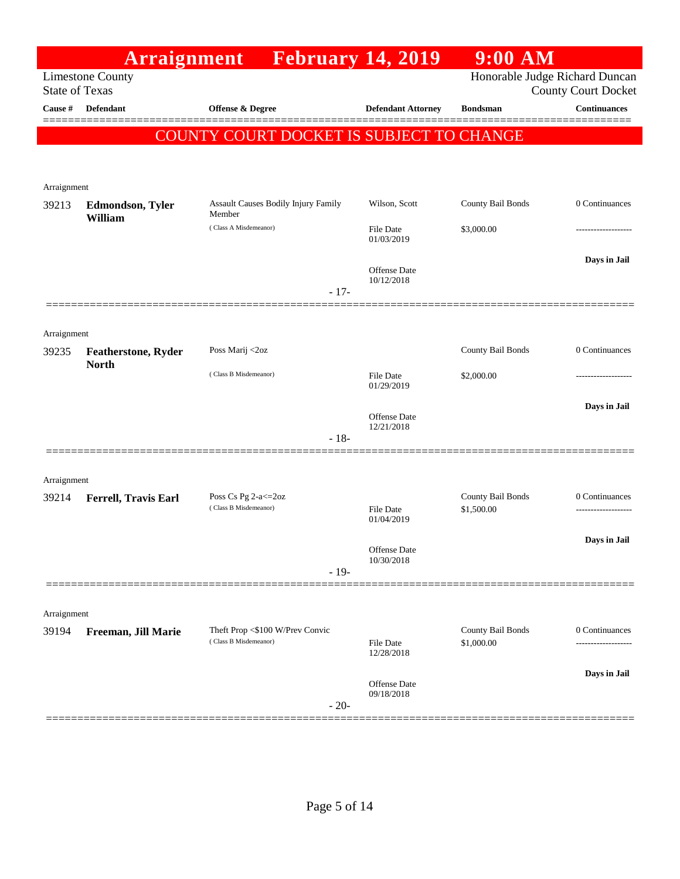# Arraignment February 14, 2019 9:00 AM

Limestone County
State of Texas

Honorable Judge Richard Duncan
County Court Docket

**COUNTY COURT DOCKET IS SUBJECT TO CHANGE**

| Cause # | Defendant | Offense & Degree | Defendant Attorney | Bondsman | Continuances |
|---|---|---|---|---|---|
| Arraignment | | | | | |
| 39213 | **Edmondson, Tyler William** | Assault Causes Bodily Injury Family Member (Class A Misdemeanor) | Wilson, Scott<br>File Date 01/03/2019<br>Offense Date 10/12/2018 | County Bail Bonds<br>$3,000.00 | 0 Continuances<br>-------------------<br>**Days in Jail** |
| | | | - 17- | | |
| Arraignment | | | | | |
| 39235 | **Featherstone, Ryder North** | Poss Marij <2oz (Class B Misdemeanor) | File Date 01/29/2019<br>Offense Date 12/21/2018 | County Bail Bonds<br>$2,000.00 | 0 Continuances<br>-------------------<br>**Days in Jail** |
| | | | - 18- | | |
| Arraignment | | | | | |
| 39214 | **Ferrell, Travis Earl** | Poss Cs Pg 2-a<=2oz (Class B Misdemeanor) | File Date 01/04/2019<br>Offense Date 10/30/2018 | County Bail Bonds<br>$1,500.00 | 0 Continuances<br>-------------------<br>**Days in Jail** |
| | | | - 19- | | |
| Arraignment | | | | | |
| 39194 | **Freeman, Jill Marie** | Theft Prop <$100 W/Prev Convic (Class B Misdemeanor) | File Date 12/28/2018<br>Offense Date 09/18/2018 | County Bail Bonds<br>$1,000.00 | 0 Continuances<br>-------------------<br>**Days in Jail** |
| | | | - 20- | | |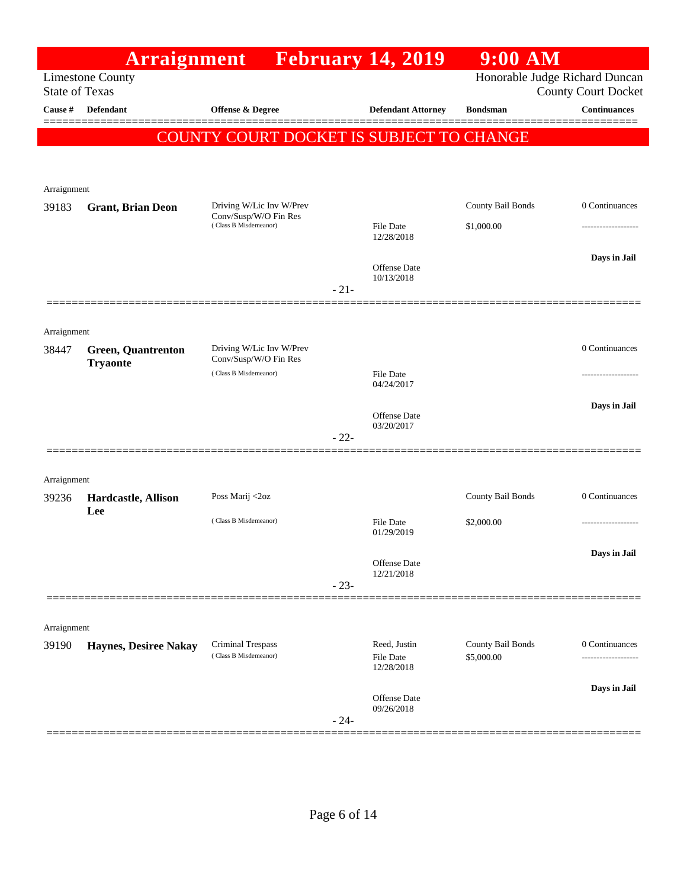# Arraignment February 14, 2019 9:00 AM

Limestone County
State of Texas

Honorable Judge Richard Duncan
County Court Docket

**COUNTY COURT DOCKET IS SUBJECT TO CHANGE**

| Cause # | Defendant | Offense & Degree | Defendant Attorney | Bondsman | Continuances |
|---|---|---|---|---|---|
| Arraignment | | | | | |
| 39183 | **Grant, Brian Deon** | Driving W/Lic Inv W/Prev Conv/Susp/W/O Fin Res (Class B Misdemeanor) | File Date 12/28/2018<br>Offense Date 10/13/2018 | County Bail Bonds<br>$1,000.00 | 0 Continuances<br>-------------------<br>**Days in Jail** |
| | | | - 21- | | |
| Arraignment | | | | | |
| 38447 | **Green, Quantrenton Tryaonte** | Driving W/Lic Inv W/Prev Conv/Susp/W/O Fin Res (Class B Misdemeanor) | File Date 04/24/2017<br>Offense Date 03/20/2017 | | 0 Continuances<br>-------------------<br>**Days in Jail** |
| | | | - 22- | | |
| Arraignment | | | | | |
| 39236 | **Hardcastle, Allison Lee** | Poss Marij <2oz (Class B Misdemeanor) | File Date 01/29/2019<br>Offense Date 12/21/2018 | County Bail Bonds<br>$2,000.00 | 0 Continuances<br>-------------------<br>**Days in Jail** |
| | | | - 23- | | |
| Arraignment | | | | | |
| 39190 | **Haynes, Desiree Nakay** | Criminal Trespass (Class B Misdemeanor) | Reed, Justin<br>File Date 12/28/2018<br>Offense Date 09/26/2018 | County Bail Bonds<br>$5,000.00 | 0 Continuances<br>-------------------<br>**Days in Jail** |
| | | | - 24- | | |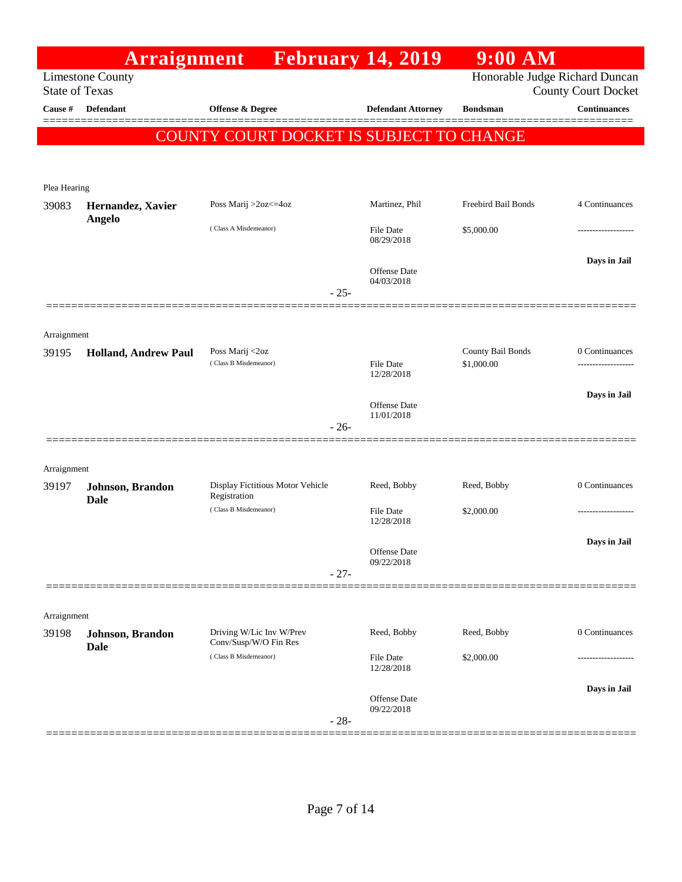# Arraignment February 14, 2019 9:00 AM

Limestone County
State of Texas

Honorable Judge Richard Duncan
County Court Docket

**COUNTY COURT DOCKET IS SUBJECT TO CHANGE**

| Cause # | Defendant | Offense & Degree | Defendant Attorney | Bondsman | Continuances |
|---|---|---|---|---|---|
| Plea Hearing | | | | | |
| 39083 | **Hernandez, Xavier Angelo** | Poss Marij >2oz<=4oz (Class A Misdemeanor) | Martinez, Phil | Freebird Bail Bonds | 4 Continuances |
| | | | File Date 08/29/2018 | $5,000.00 | ------------------- |
| | | | Offense Date 04/03/2018 | | **Days in Jail** |
| | | - 25- | | | |
| Arraignment | | | | | |
| 39195 | **Holland, Andrew Paul** | Poss Marij <2oz (Class B Misdemeanor) | | County Bail Bonds | 0 Continuances |
| | | | File Date 12/28/2018 | $1,000.00 | ------------------- |
| | | | Offense Date 11/01/2018 | | **Days in Jail** |
| | | - 26- | | | |
| Arraignment | | | | | |
| 39197 | **Johnson, Brandon Dale** | Display Fictitious Motor Vehicle Registration (Class B Misdemeanor) | Reed, Bobby | Reed, Bobby | 0 Continuances |
| | | | File Date 12/28/2018 | $2,000.00 | ------------------- |
| | | | Offense Date 09/22/2018 | | **Days in Jail** |
| | | - 27- | | | |
| Arraignment | | | | | |
| 39198 | **Johnson, Brandon Dale** | Driving W/Lic Inv W/Prev Conv/Susp/W/O Fin Res (Class B Misdemeanor) | Reed, Bobby | Reed, Bobby | 0 Continuances |
| | | | File Date 12/28/2018 | $2,000.00 | ------------------- |
| | | | Offense Date 09/22/2018 | | **Days in Jail** |
| | | - 28- | | | |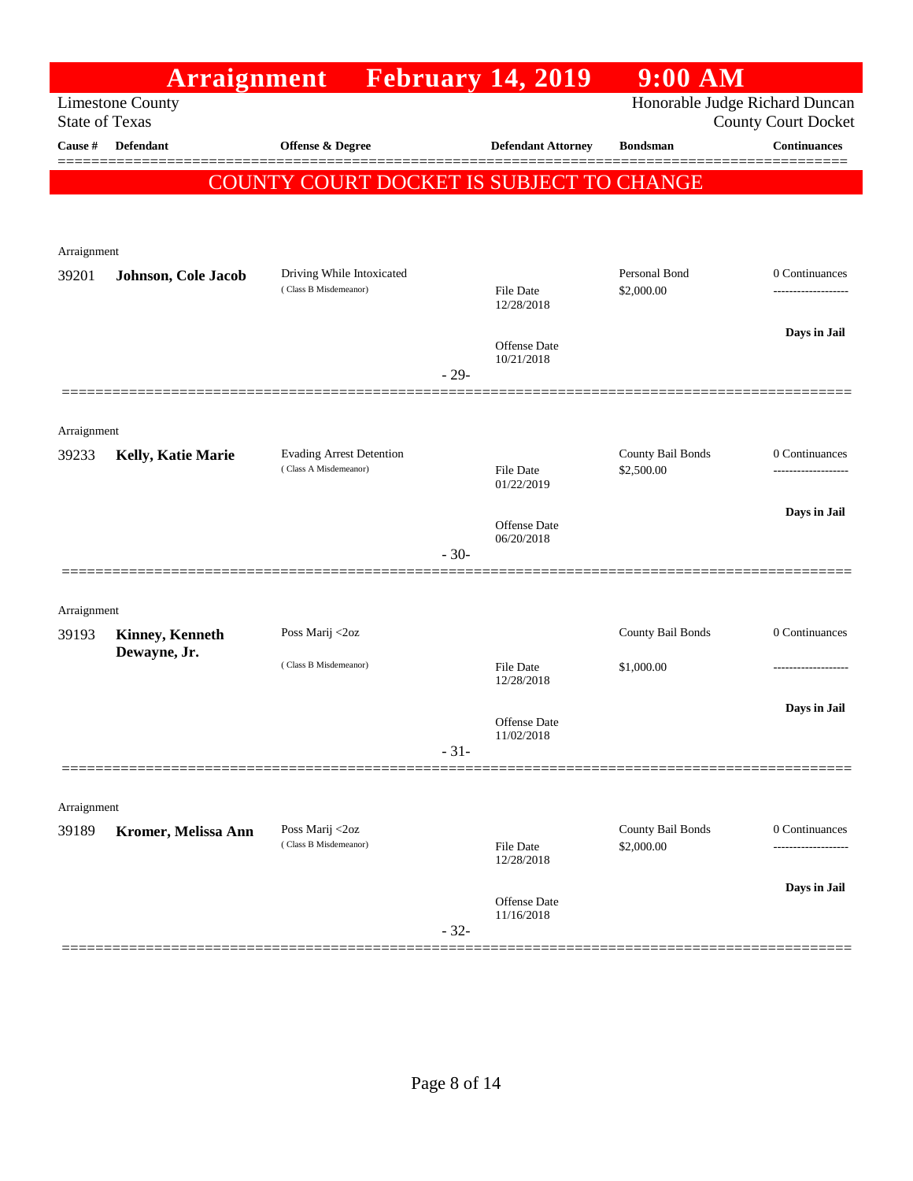# Arraignment February 14, 2019 9:00 AM

Limestone County
State of Texas

Honorable Judge Richard Duncan
County Court Docket

**COUNTY COURT DOCKET IS SUBJECT TO CHANGE**

| Cause # | Defendant | Offense & Degree | Defendant Attorney | Bondsman | Continuances |
|---|---|---|---|---|---|
| Arraignment | | | | | |
| 39201 | **Johnson, Cole Jacob** | Driving While Intoxicated (Class B Misdemeanor) | File Date 12/28/2018<br>Offense Date 10/21/2018 | Personal Bond $2,000.00 | 0 Continuances<br>**Days in Jail** |
| | | | - 29- | | |
| Arraignment | | | | | |
| 39233 | **Kelly, Katie Marie** | Evading Arrest Detention (Class A Misdemeanor) | File Date 01/22/2019<br>Offense Date 06/20/2018 | County Bail Bonds $2,500.00 | 0 Continuances<br>**Days in Jail** |
| | | | - 30- | | |
| Arraignment | | | | | |
| 39193 | **Kinney, Kenneth Dewayne, Jr.** | Poss Marij <2oz (Class B Misdemeanor) | File Date 12/28/2018<br>Offense Date 11/02/2018 | County Bail Bonds $1,000.00 | 0 Continuances<br>**Days in Jail** |
| | | | - 31- | | |
| Arraignment | | | | | |
| 39189 | **Kromer, Melissa Ann** | Poss Marij <2oz (Class B Misdemeanor) | File Date 12/28/2018<br>Offense Date 11/16/2018 | County Bail Bonds $2,000.00 | 0 Continuances<br>**Days in Jail** |
| | | | - 32- | | |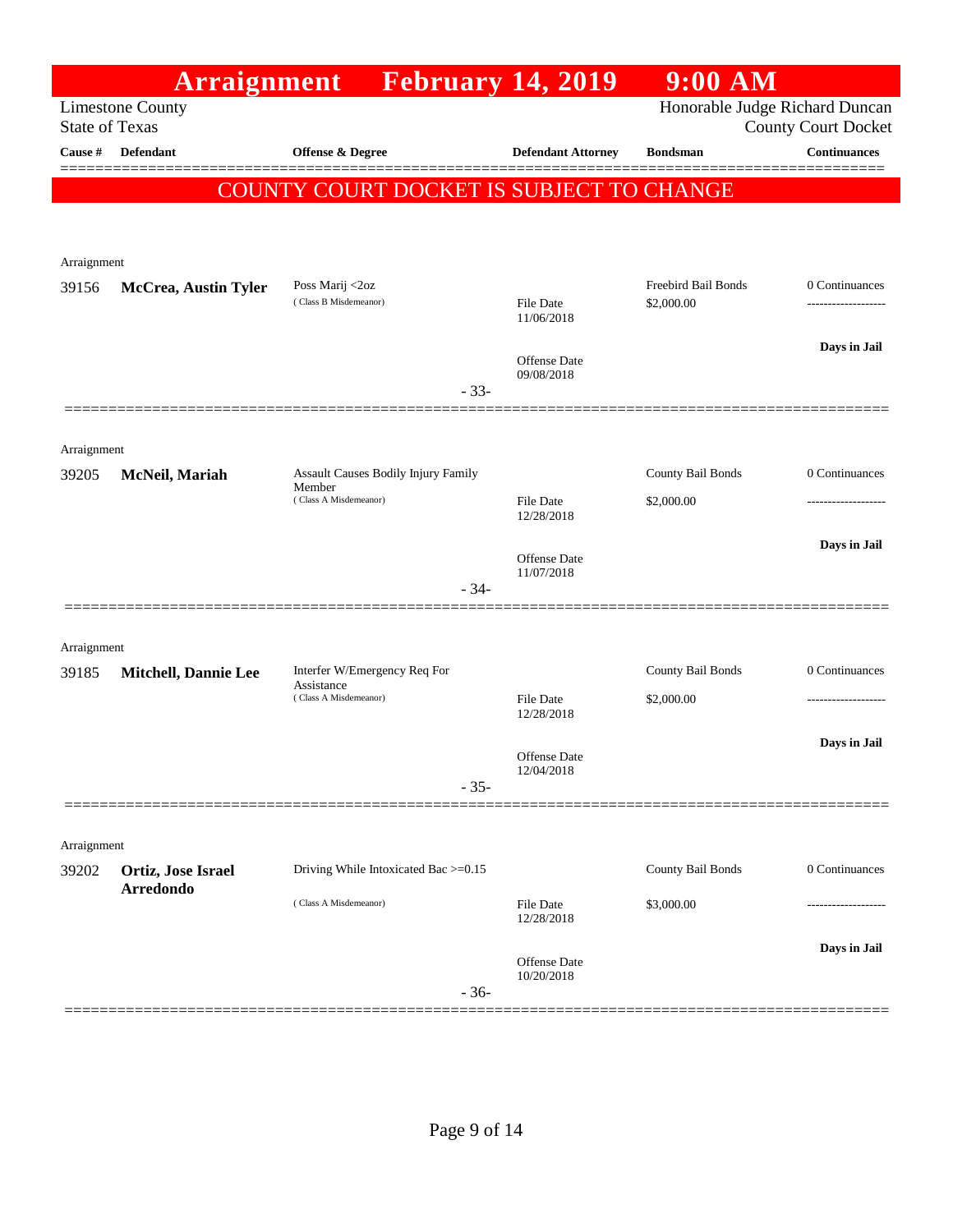# Arraignment February 14, 2019 9:00 AM

Limestone County
State of Texas

Honorable Judge Richard Duncan
County Court Docket

**COUNTY COURT DOCKET IS SUBJECT TO CHANGE**

| Cause # | Defendant | Offense & Degree | Defendant Attorney | Bondsman | Continuances |
|---|---|---|---|---|---|
| Arraignment | | | | | |
| 39156 | **McCrea, Austin Tyler** | Poss Marij <2oz (Class B Misdemeanor) | File Date 11/06/2018<br>Offense Date 09/08/2018 | Freebird Bail Bonds<br>$2,000.00 | 0 Continuances<br>-------------------<br>**Days in Jail** |
| | | | - 33- | | |
| Arraignment | | | | | |
| 39205 | **McNeil, Mariah** | Assault Causes Bodily Injury Family Member (Class A Misdemeanor) | File Date 12/28/2018<br>Offense Date 11/07/2018 | County Bail Bonds<br>$2,000.00 | 0 Continuances<br>-------------------<br>**Days in Jail** |
| | | | - 34- | | |
| Arraignment | | | | | |
| 39185 | **Mitchell, Dannie Lee** | Interfer W/Emergency Req For Assistance (Class A Misdemeanor) | File Date 12/28/2018<br>Offense Date 12/04/2018 | County Bail Bonds<br>$2,000.00 | 0 Continuances<br>-------------------<br>**Days in Jail** |
| | | | - 35- | | |
| Arraignment | | | | | |
| 39202 | **Ortiz, Jose Israel Arredondo** | Driving While Intoxicated Bac >=0.15 (Class A Misdemeanor) | File Date 12/28/2018<br>Offense Date 10/20/2018 | County Bail Bonds<br>$3,000.00 | 0 Continuances<br>-------------------<br>**Days in Jail** |
| | | | - 36- | | |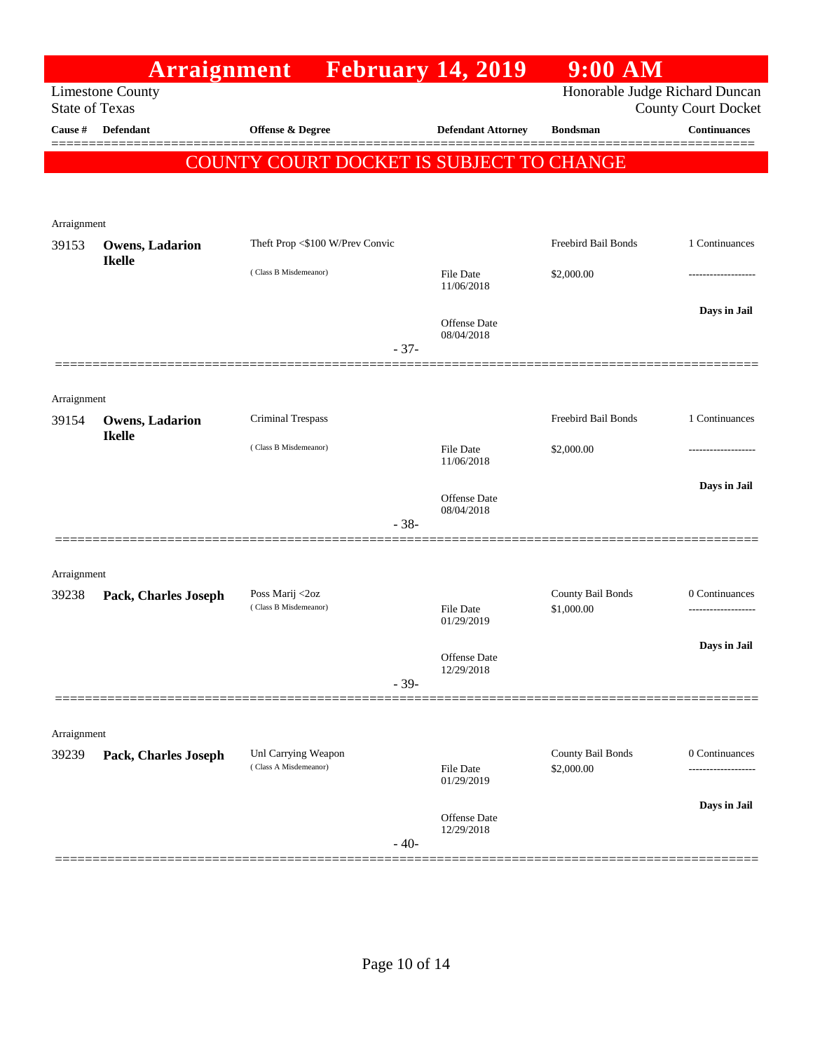# Arraignment February 14, 2019 9:00 AM

Limestone County
State of Texas

Honorable Judge Richard Duncan
County Court Docket

**COUNTY COURT DOCKET IS SUBJECT TO CHANGE**

| Cause # | Defendant | Offense & Degree | Defendant Attorney | Bondsman | Continuances |
|---|---|---|---|---|---|
| Arraignment | | | | | |
| 39153 | **Owens, Ladarion Ikelle** | Theft Prop <$100 W/Prev Convic (Class B Misdemeanor) | File Date 11/06/2018; Offense Date 08/04/2018 | Freebird Bail Bonds $2,000.00 | 1 Continuances; Days in Jail |
| | | | - 37- | | |
| Arraignment | | | | | |
| 39154 | **Owens, Ladarion Ikelle** | Criminal Trespass (Class B Misdemeanor) | File Date 11/06/2018; Offense Date 08/04/2018 | Freebird Bail Bonds $2,000.00 | 1 Continuances; Days in Jail |
| | | | - 38- | | |
| Arraignment | | | | | |
| 39238 | **Pack, Charles Joseph** | Poss Marij <2oz (Class B Misdemeanor) | File Date 01/29/2019; Offense Date 12/29/2018 | County Bail Bonds $1,000.00 | 0 Continuances; Days in Jail |
| | | | - 39- | | |
| Arraignment | | | | | |
| 39239 | **Pack, Charles Joseph** | Unl Carrying Weapon (Class A Misdemeanor) | File Date 01/29/2019; Offense Date 12/29/2018 | County Bail Bonds $2,000.00 | 0 Continuances; Days in Jail |
| | | | - 40- | | |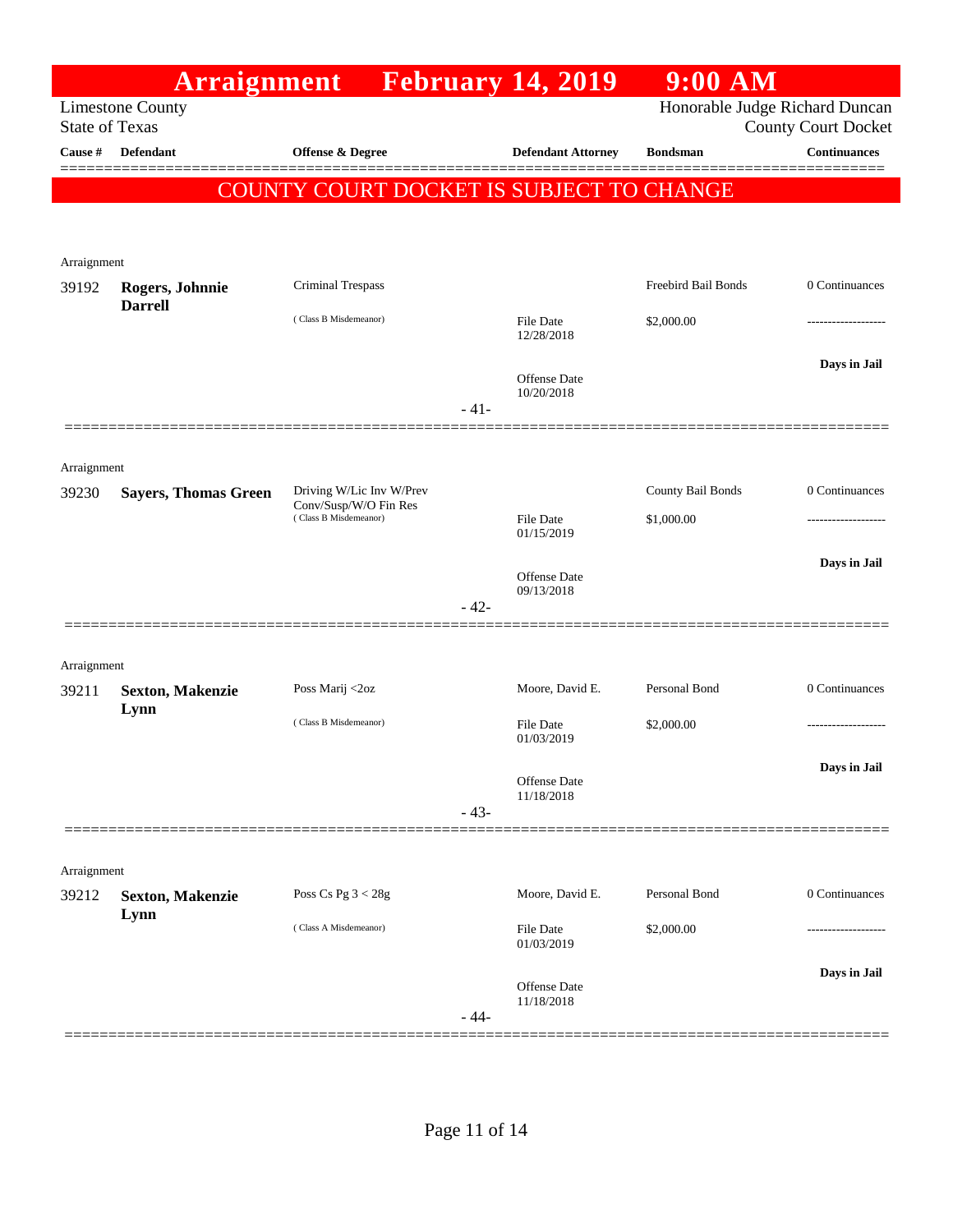# Arraignment February 14, 2019 9:00 AM

Limestone County
State of Texas

Honorable Judge Richard Duncan
County Court Docket

**COUNTY COURT DOCKET IS SUBJECT TO CHANGE**

| Cause # | Defendant | Offense & Degree | Defendant Attorney | Bondsman | Continuances |
|---|---|---|---|---|---|
| Arraignment | | | | | |
| 39192 | **Rogers, Johnnie Darrell** | Criminal Trespass (Class B Misdemeanor) | File Date 12/28/2018; Offense Date 10/20/2018 | Freebird Bail Bonds $2,000.00 | 0 Continuances; Days in Jail |
| | | | - 41- | | |
| Arraignment | | | | | |
| 39230 | **Sayers, Thomas Green** | Driving W/Lic Inv W/Prev Conv/Susp/W/O Fin Res (Class B Misdemeanor) | File Date 01/15/2019; Offense Date 09/13/2018 | County Bail Bonds $1,000.00 | 0 Continuances; Days in Jail |
| | | | - 42- | | |
| Arraignment | | | | | |
| 39211 | **Sexton, Makenzie Lynn** | Poss Marij <2oz (Class B Misdemeanor) | Moore, David E.; File Date 01/03/2019; Offense Date 11/18/2018 | Personal Bond $2,000.00 | 0 Continuances; Days in Jail |
| | | | - 43- | | |
| Arraignment | | | | | |
| 39212 | **Sexton, Makenzie Lynn** | Poss Cs Pg 3 < 28g (Class A Misdemeanor) | Moore, David E.; File Date 01/03/2019; Offense Date 11/18/2018 | Personal Bond $2,000.00 | 0 Continuances; Days in Jail |
| | | | - 44- | | |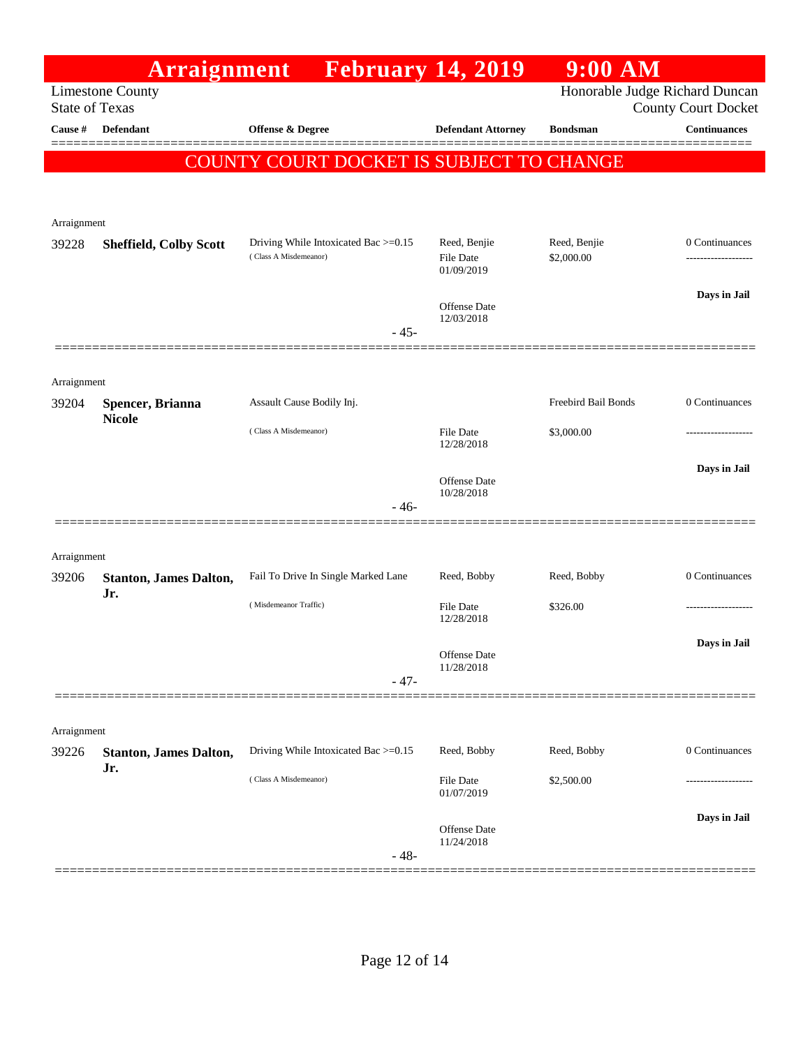# Arraignment February 14, 2019 9:00 AM

Limestone County
State of Texas

Honorable Judge Richard Duncan
County Court Docket

**COUNTY COURT DOCKET IS SUBJECT TO CHANGE**

| Cause # | Defendant | Offense & Degree | Defendant Attorney | Bondsman | Continuances |
|---|---|---|---|---|---|
| Arraignment | | | | | |
| 39228 | **Sheffield, Colby Scott** | Driving While Intoxicated Bac >=0.15 (Class A Misdemeanor) | Reed, Benjie<br>File Date 01/09/2019<br>Offense Date 12/03/2018 | Reed, Benjie<br>$2,000.00 | 0 Continuances<br>-------------------<br>**Days in Jail** |
| | | - 45- | | | |
| Arraignment | | | | | |
| 39204 | **Spencer, Brianna Nicole** | Assault Cause Bodily Inj. (Class A Misdemeanor) | File Date 12/28/2018<br>Offense Date 10/28/2018 | Freebird Bail Bonds<br>$3,000.00 | 0 Continuances<br>-------------------<br>**Days in Jail** |
| | | - 46- | | | |
| Arraignment | | | | | |
| 39206 | **Stanton, James Dalton, Jr.** | Fail To Drive In Single Marked Lane (Misdemeanor Traffic) | Reed, Bobby<br>File Date 12/28/2018<br>Offense Date 11/28/2018 | Reed, Bobby<br>$326.00 | 0 Continuances<br>-------------------<br>**Days in Jail** |
| | | - 47- | | | |
| Arraignment | | | | | |
| 39226 | **Stanton, James Dalton, Jr.** | Driving While Intoxicated Bac >=0.15 (Class A Misdemeanor) | Reed, Bobby<br>File Date 01/07/2019<br>Offense Date 11/24/2018 | Reed, Bobby<br>$2,500.00 | 0 Continuances<br>-------------------<br>**Days in Jail** |
| | | - 48- | | | |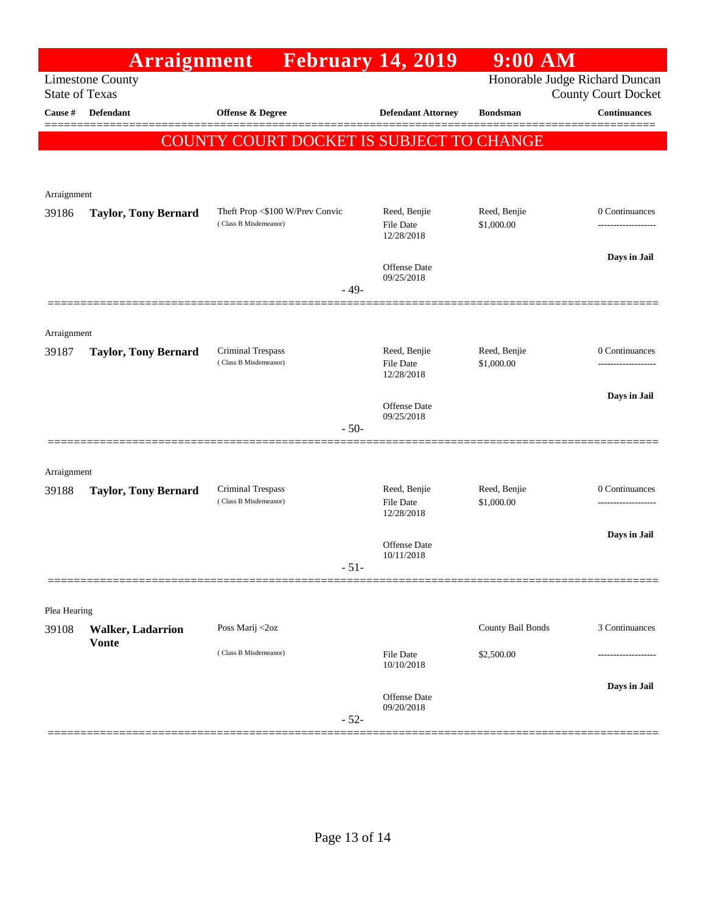# Arraignment February 14, 2019 9:00 AM

Limestone County
State of Texas

Honorable Judge Richard Duncan
County Court Docket

**COUNTY COURT DOCKET IS SUBJECT TO CHANGE**

| Cause # | Defendant | Offense & Degree | Defendant Attorney | Bondsman | Continuances |
|---|---|---|---|---|---|
| Arraignment | | | | | |
| 39186 | **Taylor, Tony Bernard** | Theft Prop <$100 W/Prev Convic (Class B Misdemeanor) | Reed, Benjie; File Date 12/28/2018; Offense Date 09/25/2018 | Reed, Benjie; $1,000.00 | 0 Continuances; **Days in Jail** |
| | | | - 49- | | |
| Arraignment | | | | | |
| 39187 | **Taylor, Tony Bernard** | Criminal Trespass (Class B Misdemeanor) | Reed, Benjie; File Date 12/28/2018; Offense Date 09/25/2018 | Reed, Benjie; $1,000.00 | 0 Continuances; **Days in Jail** |
| | | | - 50- | | |
| Arraignment | | | | | |
| 39188 | **Taylor, Tony Bernard** | Criminal Trespass (Class B Misdemeanor) | Reed, Benjie; File Date 12/28/2018; Offense Date 10/11/2018 | Reed, Benjie; $1,000.00 | 0 Continuances; **Days in Jail** |
| | | | - 51- | | |
| Plea Hearing | | | | | |
| 39108 | **Walker, Ladarrion Vonte** | Poss Marij <2oz (Class B Misdemeanor) | File Date 10/10/2018; Offense Date 09/20/2018 | County Bail Bonds; $2,500.00 | 3 Continuances; **Days in Jail** |
| | | | - 52- | | |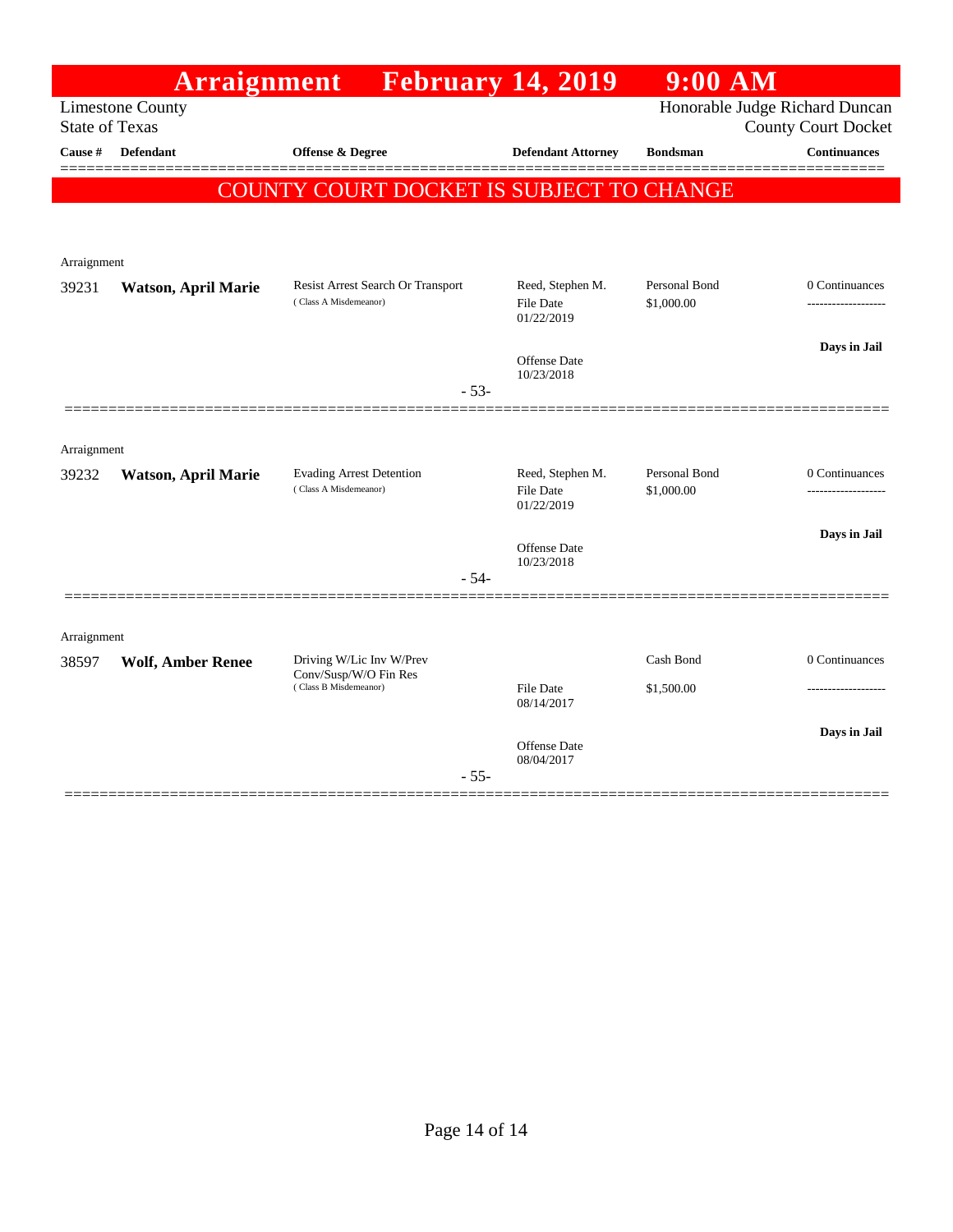# Arraignment February 14, 2019 9:00 AM

Limestone County
State of Texas

Honorable Judge Richard Duncan
County Court Docket

**COUNTY COURT DOCKET IS SUBJECT TO CHANGE**

| Cause # | Defendant | Offense & Degree | Defendant Attorney | Bondsman | Continuances |
|---|---|---|---|---|---|
| Arraignment | | | | | |
| 39231 | **Watson, April Marie** | Resist Arrest Search Or Transport (Class A Misdemeanor) | Reed, Stephen M.<br>File Date 01/22/2019<br>Offense Date 10/23/2018 | Personal Bond<br>$1,000.00 | 0 Continuances<br>-------------------<br>**Days in Jail** |
| | | - 53- | | | |
| Arraignment | | | | | |
| 39232 | **Watson, April Marie** | Evading Arrest Detention (Class A Misdemeanor) | Reed, Stephen M.<br>File Date 01/22/2019<br>Offense Date 10/23/2018 | Personal Bond<br>$1,000.00 | 0 Continuances<br>-------------------<br>**Days in Jail** |
| | | - 54- | | | |
| Arraignment | | | | | |
| 38597 | **Wolf, Amber Renee** | Driving W/Lic Inv W/Prev Conv/Susp/W/O Fin Res (Class B Misdemeanor) | File Date 08/14/2017<br>Offense Date 08/04/2017 | Cash Bond<br>$1,500.00 | 0 Continuances<br>-------------------<br>**Days in Jail** |
| | | - 55- | | | |